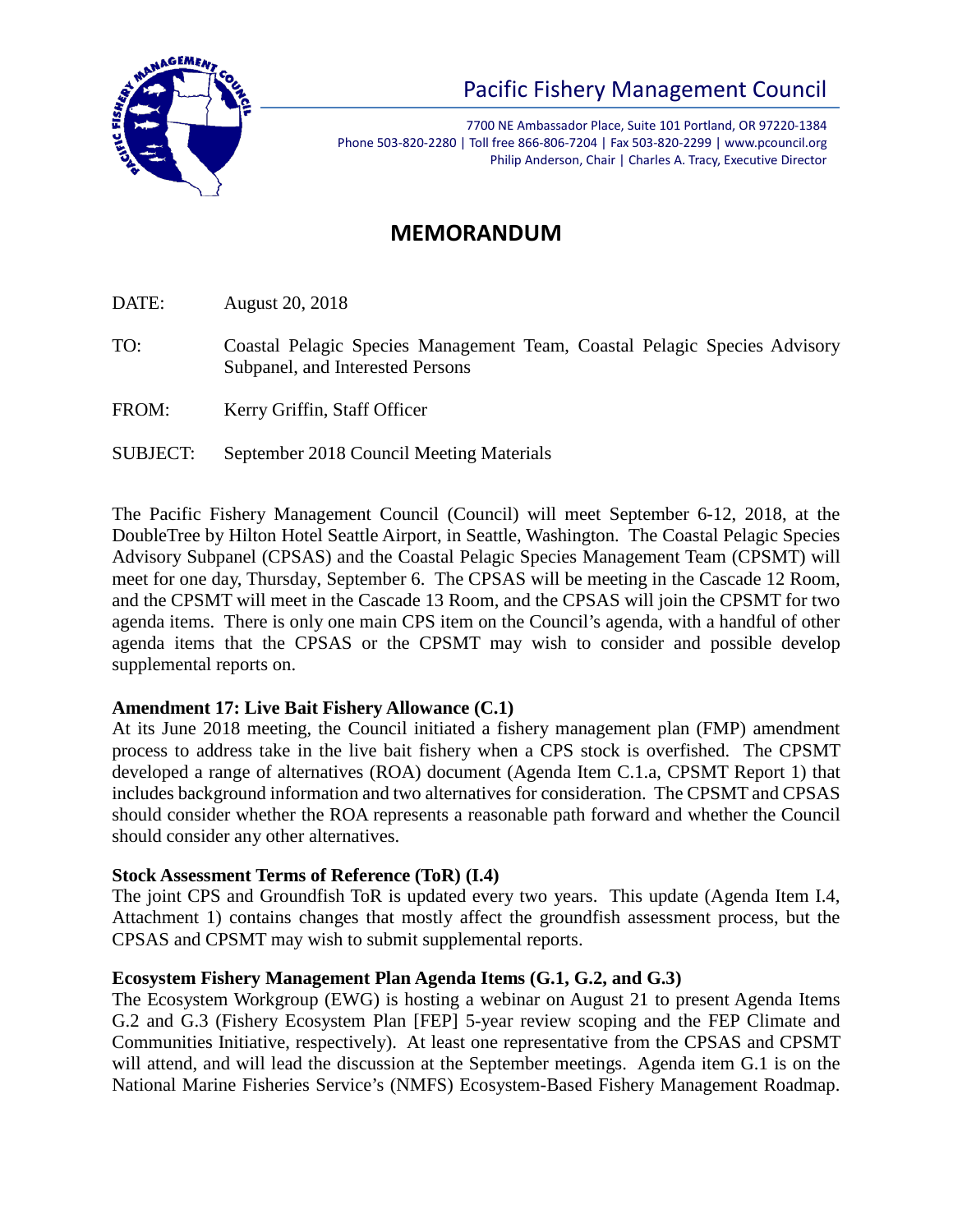# Pacific Fishery Management Council

7700 NE Ambassador Place, Suite 101 Portland, OR 97220-1384
Phone 503-820-2280 | Toll free 866-806-7204 | Fax 503-820-2299 | www.pcouncil.org
Philip Anderson, Chair | Charles A. Tracy, Executive Director

## MEMORANDUM

DATE: August 20, 2018

TO: Coastal Pelagic Species Management Team, Coastal Pelagic Species Advisory Subpanel, and Interested Persons

FROM: Kerry Griffin, Staff Officer

SUBJECT: September 2018 Council Meeting Materials

The Pacific Fishery Management Council (Council) will meet September 6-12, 2018, at the DoubleTree by Hilton Hotel Seattle Airport, in Seattle, Washington. The Coastal Pelagic Species Advisory Subpanel (CPSAS) and the Coastal Pelagic Species Management Team (CPSMT) will meet for one day, Thursday, September 6. The CPSAS will be meeting in the Cascade 12 Room, and the CPSMT will meet in the Cascade 13 Room, and the CPSAS will join the CPSMT for two agenda items. There is only one main CPS item on the Council's agenda, with a handful of other agenda items that the CPSAS or the CPSMT may wish to consider and possible develop supplemental reports on.

**Amendment 17: Live Bait Fishery Allowance (C.1)**
At its June 2018 meeting, the Council initiated a fishery management plan (FMP) amendment process to address take in the live bait fishery when a CPS stock is overfished. The CPSMT developed a range of alternatives (ROA) document (Agenda Item C.1.a, CPSMT Report 1) that includes background information and two alternatives for consideration. The CPSMT and CPSAS should consider whether the ROA represents a reasonable path forward and whether the Council should consider any other alternatives.

**Stock Assessment Terms of Reference (ToR) (I.4)**
The joint CPS and Groundfish ToR is updated every two years. This update (Agenda Item I.4, Attachment 1) contains changes that mostly affect the groundfish assessment process, but the CPSAS and CPSMT may wish to submit supplemental reports.

**Ecosystem Fishery Management Plan Agenda Items (G.1, G.2, and G.3)**
The Ecosystem Workgroup (EWG) is hosting a webinar on August 21 to present Agenda Items G.2 and G.3 (Fishery Ecosystem Plan [FEP] 5-year review scoping and the FEP Climate and Communities Initiative, respectively). At least one representative from the CPSAS and CPSMT will attend, and will lead the discussion at the September meetings. Agenda item G.1 is on the National Marine Fisheries Service's (NMFS) Ecosystem-Based Fishery Management Roadmap.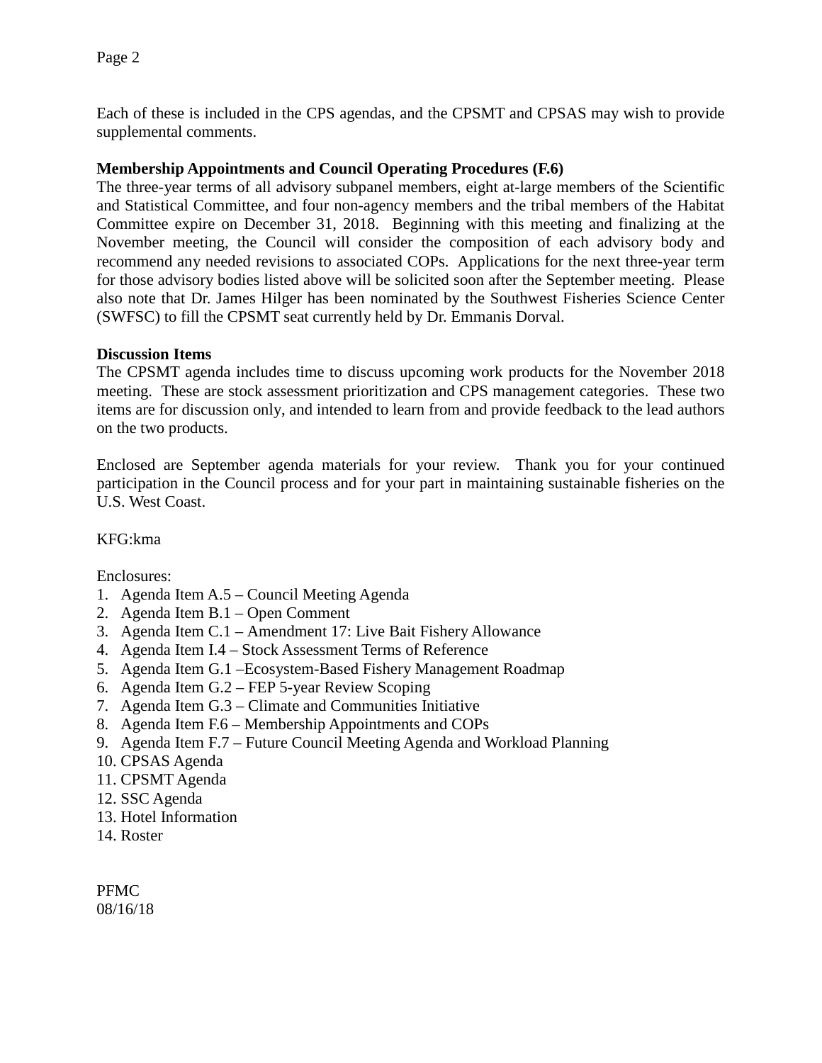Each of these is included in the CPS agendas, and the CPSMT and CPSAS may wish to provide supplemental comments.

**Membership Appointments and Council Operating Procedures (F.6)**

The three-year terms of all advisory subpanel members, eight at-large members of the Scientific and Statistical Committee, and four non-agency members and the tribal members of the Habitat Committee expire on December 31, 2018. Beginning with this meeting and finalizing at the November meeting, the Council will consider the composition of each advisory body and recommend any needed revisions to associated COPs. Applications for the next three-year term for those advisory bodies listed above will be solicited soon after the September meeting. Please also note that Dr. James Hilger has been nominated by the Southwest Fisheries Science Center (SWFSC) to fill the CPSMT seat currently held by Dr. Emmanis Dorval.

**Discussion Items**

The CPSMT agenda includes time to discuss upcoming work products for the November 2018 meeting. These are stock assessment prioritization and CPS management categories. These two items are for discussion only, and intended to learn from and provide feedback to the lead authors on the two products.

Enclosed are September agenda materials for your review. Thank you for your continued participation in the Council process and for your part in maintaining sustainable fisheries on the U.S. West Coast.

KFG:kma

Enclosures:

1. Agenda Item A.5 – Council Meeting Agenda
2. Agenda Item B.1 – Open Comment
3. Agenda Item C.1 – Amendment 17: Live Bait Fishery Allowance
4. Agenda Item I.4 – Stock Assessment Terms of Reference
5. Agenda Item G.1 –Ecosystem-Based Fishery Management Roadmap
6. Agenda Item G.2 – FEP 5-year Review Scoping
7. Agenda Item G.3 – Climate and Communities Initiative
8. Agenda Item F.6 – Membership Appointments and COPs
9. Agenda Item F.7 – Future Council Meeting Agenda and Workload Planning
10. CPSAS Agenda
11. CPSMT Agenda
12. SSC Agenda
13. Hotel Information
14. Roster

PFMC
08/16/18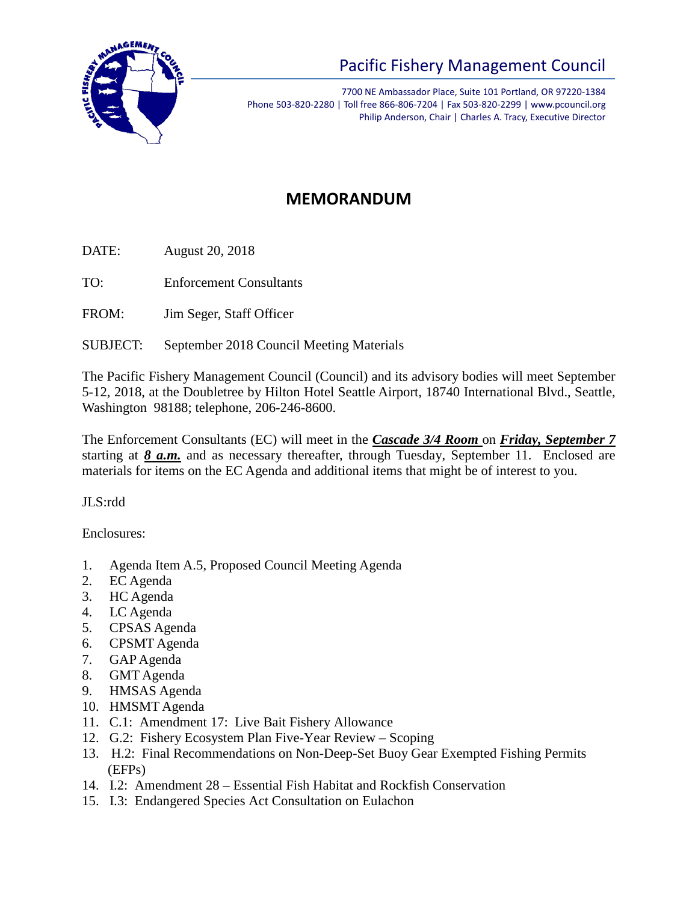Pacific Fishery Management Council

7700 NE Ambassador Place, Suite 101 Portland, OR 97220-1384
Phone 503-820-2280 | Toll free 866-806-7204 | Fax 503-820-2299 | www.pcouncil.org
Philip Anderson, Chair | Charles A. Tracy, Executive Director

# MEMORANDUM

DATE: August 20, 2018

TO: Enforcement Consultants

FROM: Jim Seger, Staff Officer

SUBJECT: September 2018 Council Meeting Materials

The Pacific Fishery Management Council (Council) and its advisory bodies will meet September 5-12, 2018, at the Doubletree by Hilton Hotel Seattle Airport, 18740 International Blvd., Seattle, Washington 98188; telephone, 206-246-8600.

The Enforcement Consultants (EC) will meet in the ***Cascade 3/4 Room*** on ***Friday, September 7*** starting at ***8 a.m.*** and as necessary thereafter, through Tuesday, September 11. Enclosed are materials for items on the EC Agenda and additional items that might be of interest to you.

JLS:rdd

Enclosures:

1. Agenda Item A.5, Proposed Council Meeting Agenda
2. EC Agenda
3. HC Agenda
4. LC Agenda
5. CPSAS Agenda
6. CPSMT Agenda
7. GAP Agenda
8. GMT Agenda
9. HMSAS Agenda
10. HMSMT Agenda
11. C.1: Amendment 17: Live Bait Fishery Allowance
12. G.2: Fishery Ecosystem Plan Five-Year Review – Scoping
13. H.2: Final Recommendations on Non-Deep-Set Buoy Gear Exempted Fishing Permits (EFPs)
14. I.2: Amendment 28 – Essential Fish Habitat and Rockfish Conservation
15. I.3: Endangered Species Act Consultation on Eulachon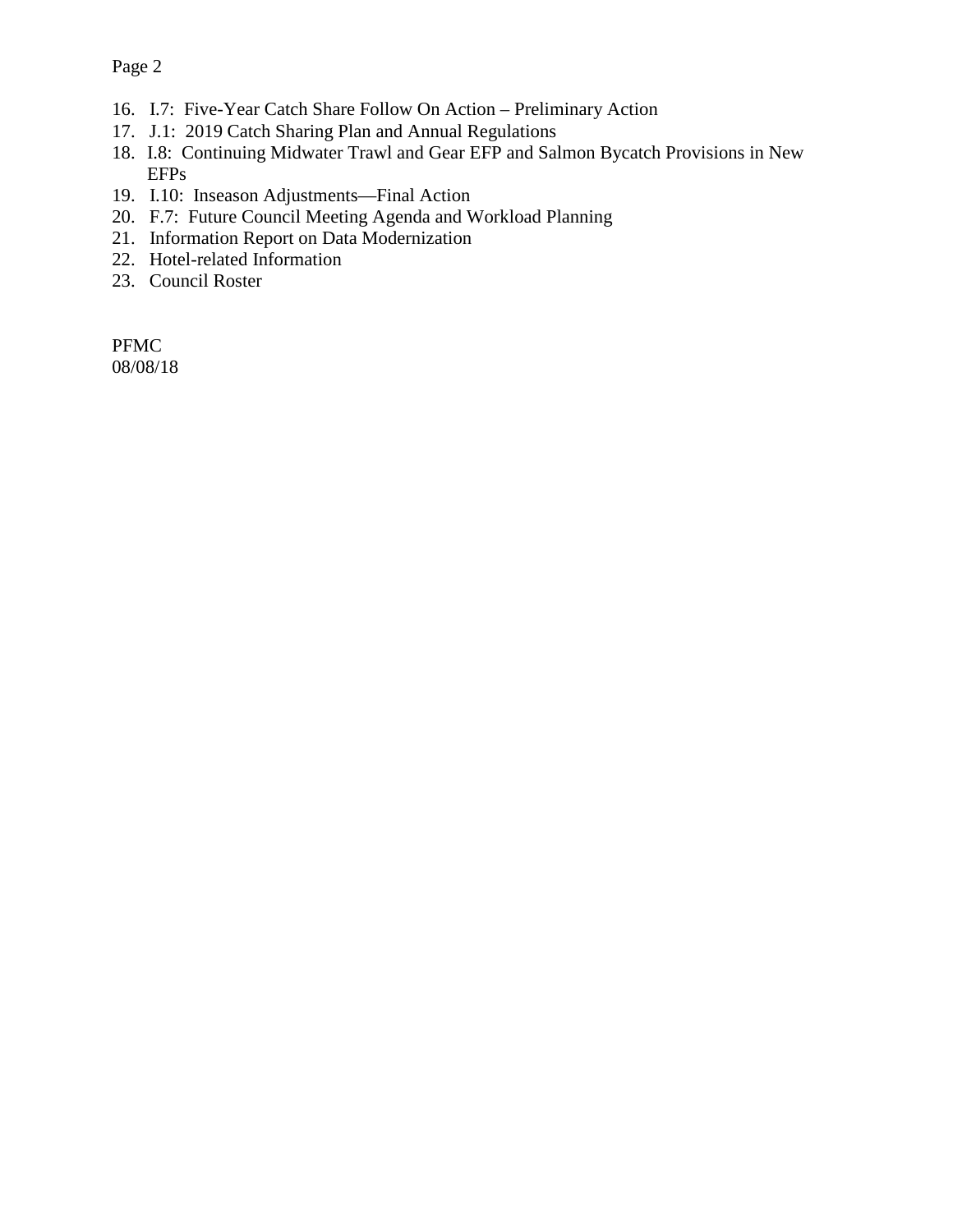16. I.7: Five-Year Catch Share Follow On Action – Preliminary Action
17. J.1: 2019 Catch Sharing Plan and Annual Regulations
18. I.8: Continuing Midwater Trawl and Gear EFP and Salmon Bycatch Provisions in New EFPs
19. I.10: Inseason Adjustments—Final Action
20. F.7: Future Council Meeting Agenda and Workload Planning
21. Information Report on Data Modernization
22. Hotel-related Information
23. Council Roster

PFMC
08/08/18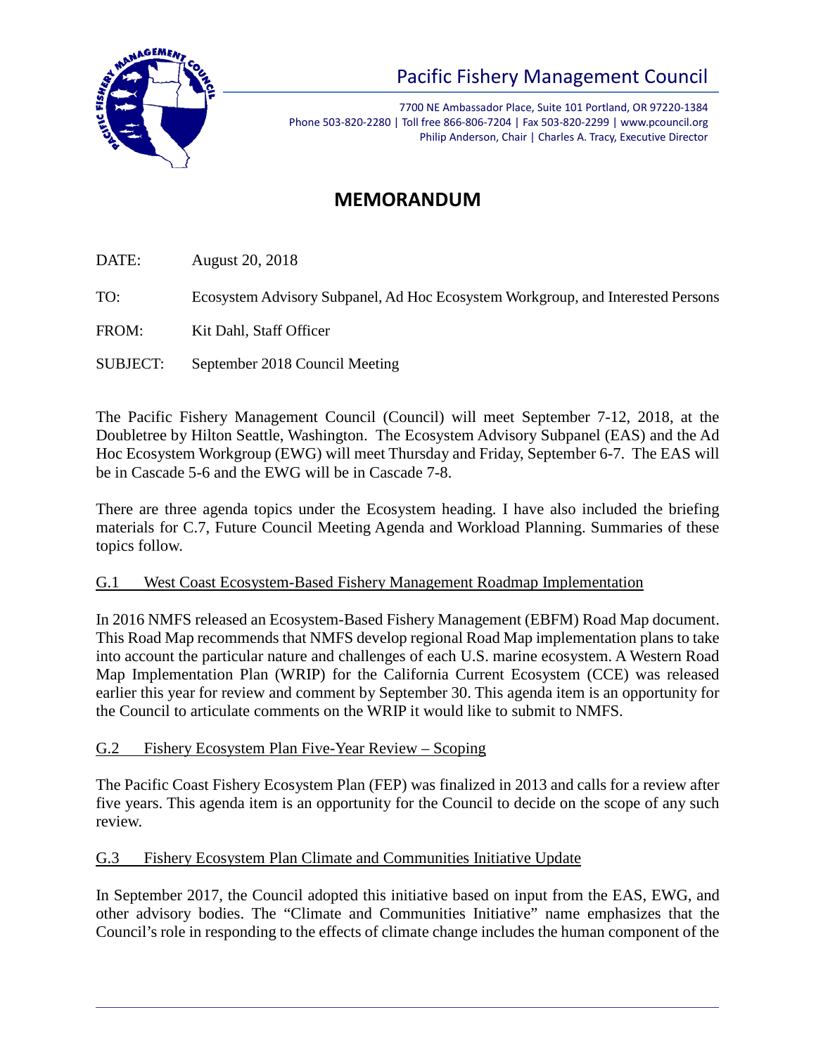# Pacific Fishery Management Council

7700 NE Ambassador Place, Suite 101 Portland, OR 97220-1384
Phone 503-820-2280 | Toll free 866-806-7204 | Fax 503-820-2299 | www.pcouncil.org
Philip Anderson, Chair | Charles A. Tracy, Executive Director

## MEMORANDUM

DATE: August 20, 2018

TO: Ecosystem Advisory Subpanel, Ad Hoc Ecosystem Workgroup, and Interested Persons

FROM: Kit Dahl, Staff Officer

SUBJECT: September 2018 Council Meeting

The Pacific Fishery Management Council (Council) will meet September 7-12, 2018, at the Doubletree by Hilton Seattle, Washington. The Ecosystem Advisory Subpanel (EAS) and the Ad Hoc Ecosystem Workgroup (EWG) will meet Thursday and Friday, September 6-7. The EAS will be in Cascade 5-6 and the EWG will be in Cascade 7-8.

There are three agenda topics under the Ecosystem heading. I have also included the briefing materials for C.7, Future Council Meeting Agenda and Workload Planning. Summaries of these topics follow.

### G.1 West Coast Ecosystem-Based Fishery Management Roadmap Implementation

In 2016 NMFS released an Ecosystem-Based Fishery Management (EBFM) Road Map document. This Road Map recommends that NMFS develop regional Road Map implementation plans to take into account the particular nature and challenges of each U.S. marine ecosystem. A Western Road Map Implementation Plan (WRIP) for the California Current Ecosystem (CCE) was released earlier this year for review and comment by September 30. This agenda item is an opportunity for the Council to articulate comments on the WRIP it would like to submit to NMFS.

### G.2 Fishery Ecosystem Plan Five-Year Review – Scoping

The Pacific Coast Fishery Ecosystem Plan (FEP) was finalized in 2013 and calls for a review after five years. This agenda item is an opportunity for the Council to decide on the scope of any such review.

### G.3 Fishery Ecosystem Plan Climate and Communities Initiative Update

In September 2017, the Council adopted this initiative based on input from the EAS, EWG, and other advisory bodies. The "Climate and Communities Initiative" name emphasizes that the Council's role in responding to the effects of climate change includes the human component of the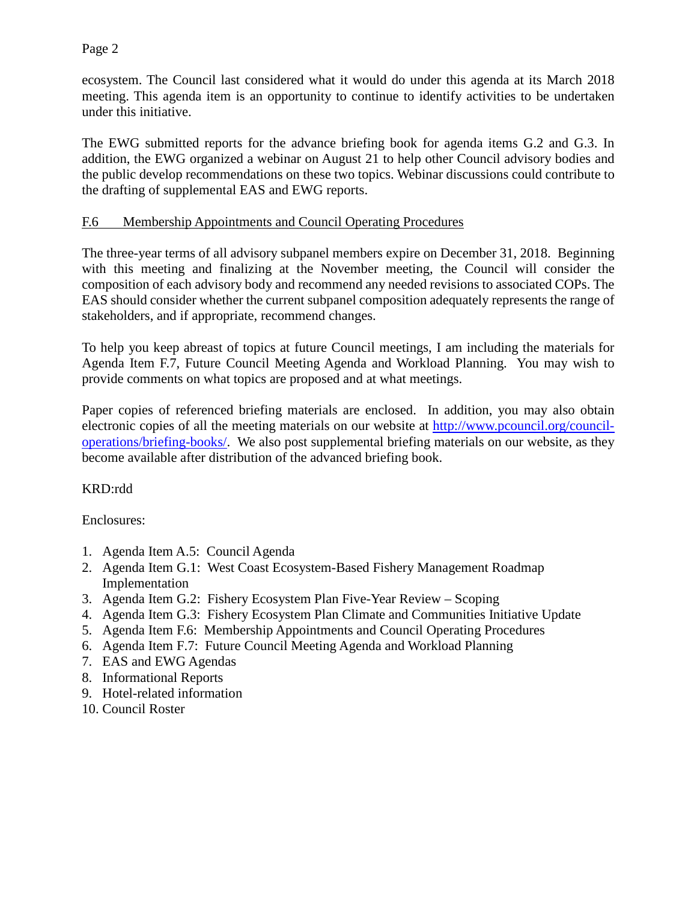ecosystem. The Council last considered what it would do under this agenda at its March 2018 meeting. This agenda item is an opportunity to continue to identify activities to be undertaken under this initiative.

The EWG submitted reports for the advance briefing book for agenda items G.2 and G.3. In addition, the EWG organized a webinar on August 21 to help other Council advisory bodies and the public develop recommendations on these two topics. Webinar discussions could contribute to the drafting of supplemental EAS and EWG reports.

F.6 Membership Appointments and Council Operating Procedures

The three-year terms of all advisory subpanel members expire on December 31, 2018. Beginning with this meeting and finalizing at the November meeting, the Council will consider the composition of each advisory body and recommend any needed revisions to associated COPs. The EAS should consider whether the current subpanel composition adequately represents the range of stakeholders, and if appropriate, recommend changes.

To help you keep abreast of topics at future Council meetings, I am including the materials for Agenda Item F.7, Future Council Meeting Agenda and Workload Planning. You may wish to provide comments on what topics are proposed and at what meetings.

Paper copies of referenced briefing materials are enclosed. In addition, you may also obtain electronic copies of all the meeting materials on our website at http://www.pcouncil.org/council-operations/briefing-books/. We also post supplemental briefing materials on our website, as they become available after distribution of the advanced briefing book.

KRD:rdd

Enclosures:

1. Agenda Item A.5: Council Agenda
2. Agenda Item G.1: West Coast Ecosystem-Based Fishery Management Roadmap Implementation
3. Agenda Item G.2: Fishery Ecosystem Plan Five-Year Review – Scoping
4. Agenda Item G.3: Fishery Ecosystem Plan Climate and Communities Initiative Update
5. Agenda Item F.6: Membership Appointments and Council Operating Procedures
6. Agenda Item F.7: Future Council Meeting Agenda and Workload Planning
7. EAS and EWG Agendas
8. Informational Reports
9. Hotel-related information
10. Council Roster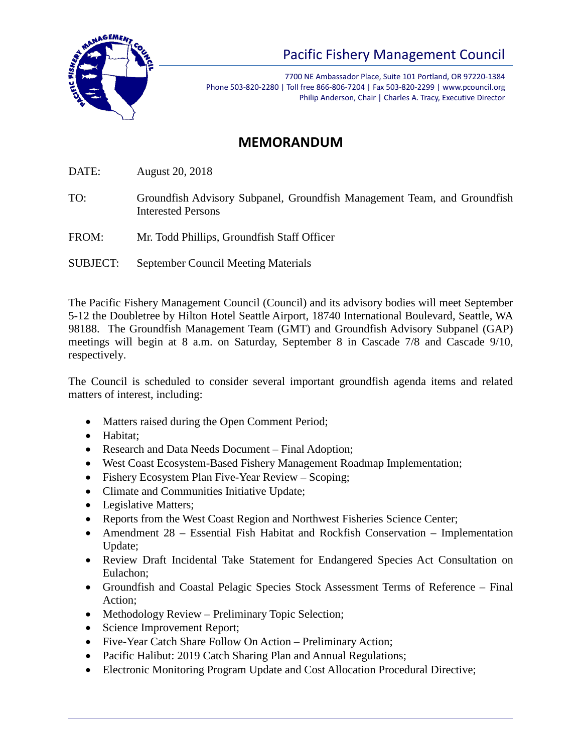**Pacific Fishery Management Council**

7700 NE Ambassador Place, Suite 101 Portland, OR 97220-1384
Phone 503-820-2280 | Toll free 866-806-7204 | Fax 503-820-2299 | www.pcouncil.org
Philip Anderson, Chair | Charles A. Tracy, Executive Director

# MEMORANDUM

DATE: August 20, 2018

TO: Groundfish Advisory Subpanel, Groundfish Management Team, and Groundfish Interested Persons

FROM: Mr. Todd Phillips, Groundfish Staff Officer

SUBJECT: September Council Meeting Materials

The Pacific Fishery Management Council (Council) and its advisory bodies will meet September 5-12 the Doubletree by Hilton Hotel Seattle Airport, 18740 International Boulevard, Seattle, WA 98188. The Groundfish Management Team (GMT) and Groundfish Advisory Subpanel (GAP) meetings will begin at 8 a.m. on Saturday, September 8 in Cascade 7/8 and Cascade 9/10, respectively.

The Council is scheduled to consider several important groundfish agenda items and related matters of interest, including:

- Matters raised during the Open Comment Period;
- Habitat;
- Research and Data Needs Document – Final Adoption;
- West Coast Ecosystem-Based Fishery Management Roadmap Implementation;
- Fishery Ecosystem Plan Five-Year Review – Scoping;
- Climate and Communities Initiative Update;
- Legislative Matters;
- Reports from the West Coast Region and Northwest Fisheries Science Center;
- Amendment 28 – Essential Fish Habitat and Rockfish Conservation – Implementation Update;
- Review Draft Incidental Take Statement for Endangered Species Act Consultation on Eulachon;
- Groundfish and Coastal Pelagic Species Stock Assessment Terms of Reference – Final Action;
- Methodology Review – Preliminary Topic Selection;
- Science Improvement Report;
- Five-Year Catch Share Follow On Action – Preliminary Action;
- Pacific Halibut: 2019 Catch Sharing Plan and Annual Regulations;
- Electronic Monitoring Program Update and Cost Allocation Procedural Directive;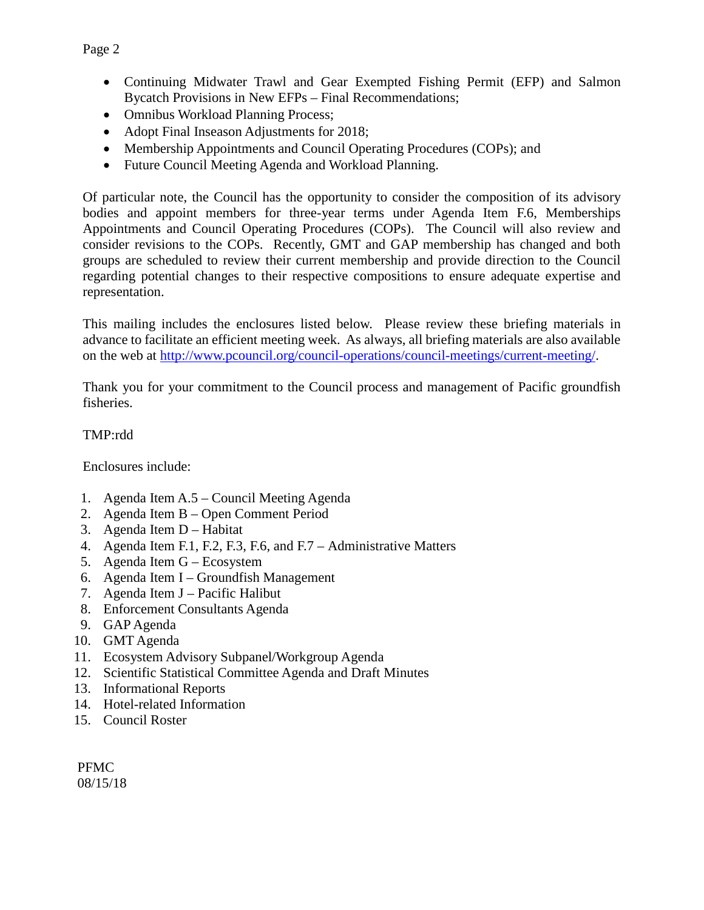- Continuing Midwater Trawl and Gear Exempted Fishing Permit (EFP) and Salmon Bycatch Provisions in New EFPs – Final Recommendations;
- Omnibus Workload Planning Process;
- Adopt Final Inseason Adjustments for 2018;
- Membership Appointments and Council Operating Procedures (COPs); and
- Future Council Meeting Agenda and Workload Planning.

Of particular note, the Council has the opportunity to consider the composition of its advisory bodies and appoint members for three-year terms under Agenda Item F.6, Memberships Appointments and Council Operating Procedures (COPs). The Council will also review and consider revisions to the COPs. Recently, GMT and GAP membership has changed and both groups are scheduled to review their current membership and provide direction to the Council regarding potential changes to their respective compositions to ensure adequate expertise and representation.

This mailing includes the enclosures listed below. Please review these briefing materials in advance to facilitate an efficient meeting week. As always, all briefing materials are also available on the web at http://www.pcouncil.org/council-operations/council-meetings/current-meeting/.

Thank you for your commitment to the Council process and management of Pacific groundfish fisheries.

TMP:rdd

Enclosures include:

1. Agenda Item A.5 – Council Meeting Agenda
2. Agenda Item B – Open Comment Period
3. Agenda Item D – Habitat
4. Agenda Item F.1, F.2, F.3, F.6, and F.7 – Administrative Matters
5. Agenda Item G – Ecosystem
6. Agenda Item I – Groundfish Management
7. Agenda Item J – Pacific Halibut
8. Enforcement Consultants Agenda
9. GAP Agenda
10. GMT Agenda
11. Ecosystem Advisory Subpanel/Workgroup Agenda
12. Scientific Statistical Committee Agenda and Draft Minutes
13. Informational Reports
14. Hotel-related Information
15. Council Roster

PFMC
08/15/18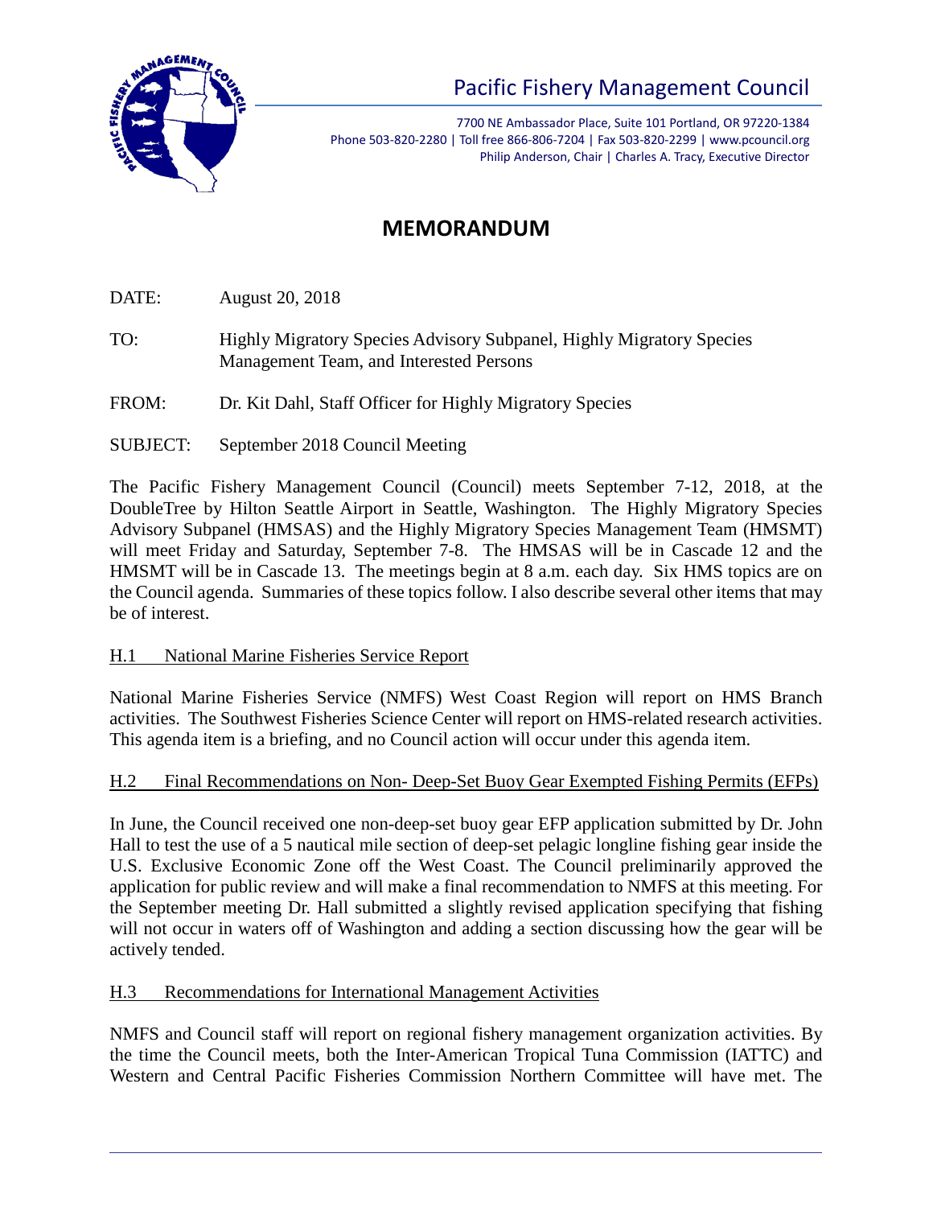# Pacific Fishery Management Council

7700 NE Ambassador Place, Suite 101 Portland, OR 97220-1384
Phone 503-820-2280 | Toll free 866-806-7204 | Fax 503-820-2299 | www.pcouncil.org
Philip Anderson, Chair | Charles A. Tracy, Executive Director

## MEMORANDUM

DATE: August 20, 2018

TO: Highly Migratory Species Advisory Subpanel, Highly Migratory Species Management Team, and Interested Persons

FROM: Dr. Kit Dahl, Staff Officer for Highly Migratory Species

SUBJECT: September 2018 Council Meeting

The Pacific Fishery Management Council (Council) meets September 7-12, 2018, at the DoubleTree by Hilton Seattle Airport in Seattle, Washington. The Highly Migratory Species Advisory Subpanel (HMSAS) and the Highly Migratory Species Management Team (HMSMT) will meet Friday and Saturday, September 7-8. The HMSAS will be in Cascade 12 and the HMSMT will be in Cascade 13. The meetings begin at 8 a.m. each day. Six HMS topics are on the Council agenda. Summaries of these topics follow. I also describe several other items that may be of interest.

### H.1 National Marine Fisheries Service Report

National Marine Fisheries Service (NMFS) West Coast Region will report on HMS Branch activities. The Southwest Fisheries Science Center will report on HMS-related research activities. This agenda item is a briefing, and no Council action will occur under this agenda item.

### H.2 Final Recommendations on Non- Deep-Set Buoy Gear Exempted Fishing Permits (EFPs)

In June, the Council received one non-deep-set buoy gear EFP application submitted by Dr. John Hall to test the use of a 5 nautical mile section of deep-set pelagic longline fishing gear inside the U.S. Exclusive Economic Zone off the West Coast. The Council preliminarily approved the application for public review and will make a final recommendation to NMFS at this meeting. For the September meeting Dr. Hall submitted a slightly revised application specifying that fishing will not occur in waters off of Washington and adding a section discussing how the gear will be actively tended.

### H.3 Recommendations for International Management Activities

NMFS and Council staff will report on regional fishery management organization activities. By the time the Council meets, both the Inter-American Tropical Tuna Commission (IATTC) and Western and Central Pacific Fisheries Commission Northern Committee will have met. The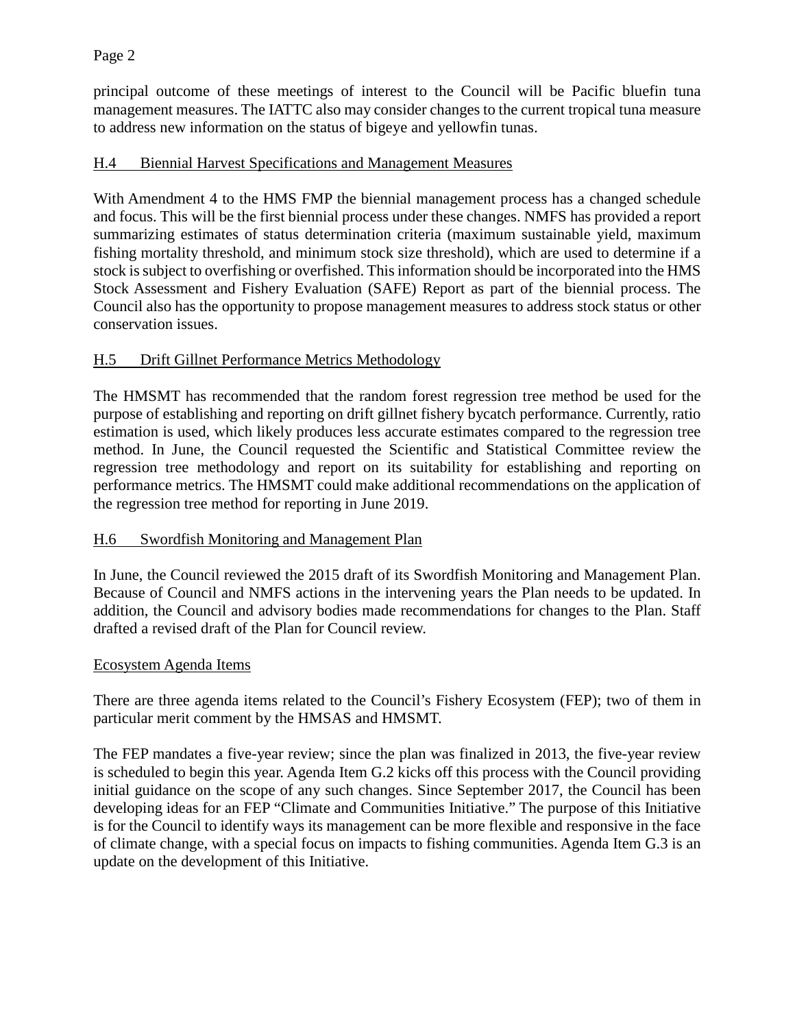principal outcome of these meetings of interest to the Council will be Pacific bluefin tuna management measures. The IATTC also may consider changes to the current tropical tuna measure to address new information on the status of bigeye and yellowfin tunas.

## H.4 Biennial Harvest Specifications and Management Measures

With Amendment 4 to the HMS FMP the biennial management process has a changed schedule and focus. This will be the first biennial process under these changes. NMFS has provided a report summarizing estimates of status determination criteria (maximum sustainable yield, maximum fishing mortality threshold, and minimum stock size threshold), which are used to determine if a stock is subject to overfishing or overfished. This information should be incorporated into the HMS Stock Assessment and Fishery Evaluation (SAFE) Report as part of the biennial process. The Council also has the opportunity to propose management measures to address stock status or other conservation issues.

## H.5 Drift Gillnet Performance Metrics Methodology

The HMSMT has recommended that the random forest regression tree method be used for the purpose of establishing and reporting on drift gillnet fishery bycatch performance. Currently, ratio estimation is used, which likely produces less accurate estimates compared to the regression tree method. In June, the Council requested the Scientific and Statistical Committee review the regression tree methodology and report on its suitability for establishing and reporting on performance metrics. The HMSMT could make additional recommendations on the application of the regression tree method for reporting in June 2019.

## H.6 Swordfish Monitoring and Management Plan

In June, the Council reviewed the 2015 draft of its Swordfish Monitoring and Management Plan. Because of Council and NMFS actions in the intervening years the Plan needs to be updated. In addition, the Council and advisory bodies made recommendations for changes to the Plan. Staff drafted a revised draft of the Plan for Council review.

## Ecosystem Agenda Items

There are three agenda items related to the Council's Fishery Ecosystem (FEP); two of them in particular merit comment by the HMSAS and HMSMT.

The FEP mandates a five-year review; since the plan was finalized in 2013, the five-year review is scheduled to begin this year. Agenda Item G.2 kicks off this process with the Council providing initial guidance on the scope of any such changes. Since September 2017, the Council has been developing ideas for an FEP "Climate and Communities Initiative." The purpose of this Initiative is for the Council to identify ways its management can be more flexible and responsive in the face of climate change, with a special focus on impacts to fishing communities. Agenda Item G.3 is an update on the development of this Initiative.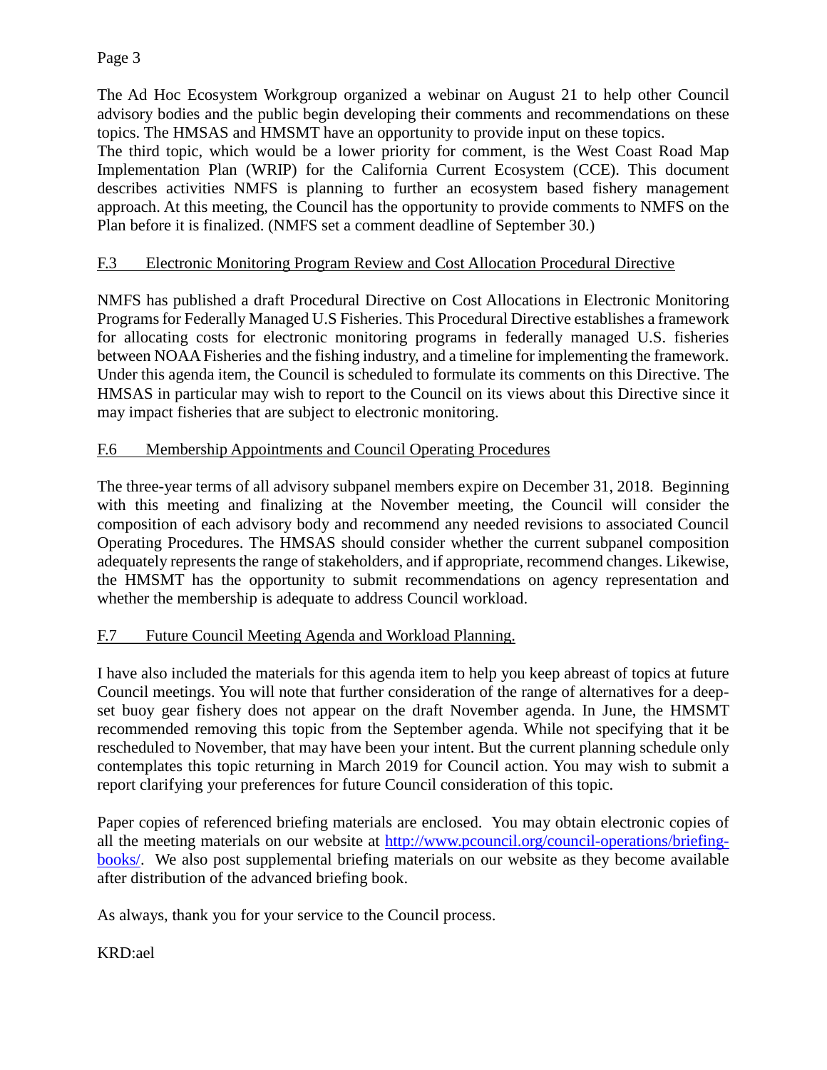The Ad Hoc Ecosystem Workgroup organized a webinar on August 21 to help other Council advisory bodies and the public begin developing their comments and recommendations on these topics. The HMSAS and HMSMT have an opportunity to provide input on these topics.
The third topic, which would be a lower priority for comment, is the West Coast Road Map Implementation Plan (WRIP) for the California Current Ecosystem (CCE). This document describes activities NMFS is planning to further an ecosystem based fishery management approach. At this meeting, the Council has the opportunity to provide comments to NMFS on the Plan before it is finalized. (NMFS set a comment deadline of September 30.)

F.3 Electronic Monitoring Program Review and Cost Allocation Procedural Directive

NMFS has published a draft Procedural Directive on Cost Allocations in Electronic Monitoring Programs for Federally Managed U.S Fisheries. This Procedural Directive establishes a framework for allocating costs for electronic monitoring programs in federally managed U.S. fisheries between NOAA Fisheries and the fishing industry, and a timeline for implementing the framework. Under this agenda item, the Council is scheduled to formulate its comments on this Directive. The HMSAS in particular may wish to report to the Council on its views about this Directive since it may impact fisheries that are subject to electronic monitoring.

F.6 Membership Appointments and Council Operating Procedures

The three-year terms of all advisory subpanel members expire on December 31, 2018. Beginning with this meeting and finalizing at the November meeting, the Council will consider the composition of each advisory body and recommend any needed revisions to associated Council Operating Procedures. The HMSAS should consider whether the current subpanel composition adequately represents the range of stakeholders, and if appropriate, recommend changes. Likewise, the HMSMT has the opportunity to submit recommendations on agency representation and whether the membership is adequate to address Council workload.

F.7 Future Council Meeting Agenda and Workload Planning.

I have also included the materials for this agenda item to help you keep abreast of topics at future Council meetings. You will note that further consideration of the range of alternatives for a deep-set buoy gear fishery does not appear on the draft November agenda. In June, the HMSMT recommended removing this topic from the September agenda. While not specifying that it be rescheduled to November, that may have been your intent. But the current planning schedule only contemplates this topic returning in March 2019 for Council action. You may wish to submit a report clarifying your preferences for future Council consideration of this topic.

Paper copies of referenced briefing materials are enclosed. You may obtain electronic copies of all the meeting materials on our website at http://www.pcouncil.org/council-operations/briefing-books/. We also post supplemental briefing materials on our website as they become available after distribution of the advanced briefing book.

As always, thank you for your service to the Council process.

KRD:ael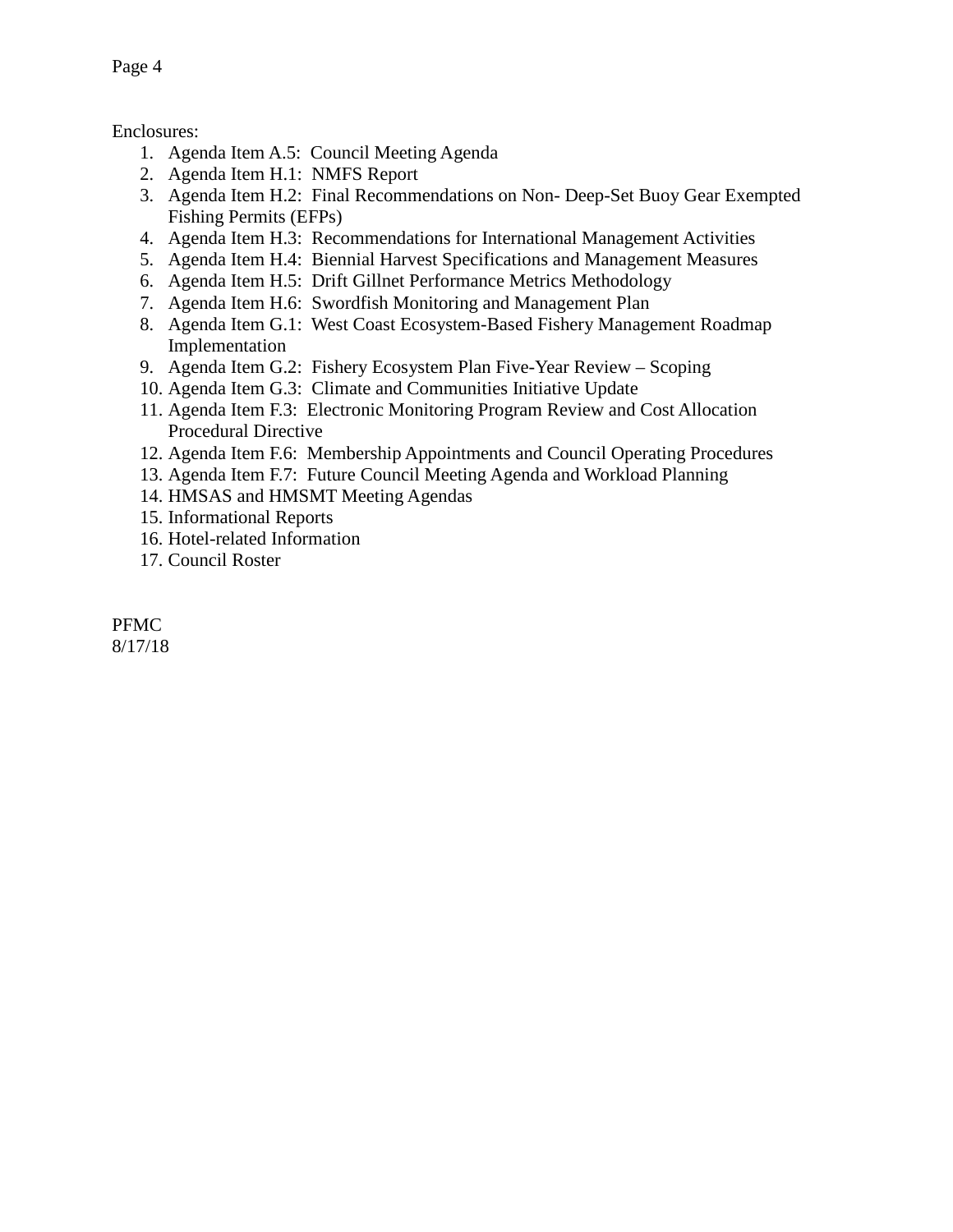Enclosures:

1. Agenda Item A.5: Council Meeting Agenda
2. Agenda Item H.1: NMFS Report
3. Agenda Item H.2: Final Recommendations on Non- Deep-Set Buoy Gear Exempted Fishing Permits (EFPs)
4. Agenda Item H.3: Recommendations for International Management Activities
5. Agenda Item H.4: Biennial Harvest Specifications and Management Measures
6. Agenda Item H.5: Drift Gillnet Performance Metrics Methodology
7. Agenda Item H.6: Swordfish Monitoring and Management Plan
8. Agenda Item G.1: West Coast Ecosystem-Based Fishery Management Roadmap Implementation
9. Agenda Item G.2: Fishery Ecosystem Plan Five-Year Review – Scoping
10. Agenda Item G.3: Climate and Communities Initiative Update
11. Agenda Item F.3: Electronic Monitoring Program Review and Cost Allocation Procedural Directive
12. Agenda Item F.6: Membership Appointments and Council Operating Procedures
13. Agenda Item F.7: Future Council Meeting Agenda and Workload Planning
14. HMSAS and HMSMT Meeting Agendas
15. Informational Reports
16. Hotel-related Information
17. Council Roster

PFMC
8/17/18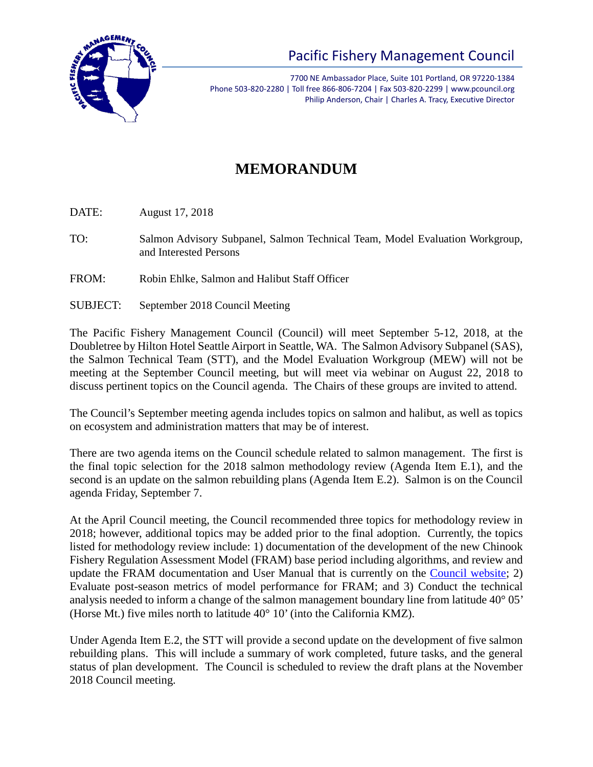# Pacific Fishery Management Council

7700 NE Ambassador Place, Suite 101 Portland, OR 97220-1384
Phone 503-820-2280 | Toll free 866-806-7204 | Fax 503-820-2299 | www.pcouncil.org
Philip Anderson, Chair | Charles A. Tracy, Executive Director

# MEMORANDUM

DATE: August 17, 2018

TO: Salmon Advisory Subpanel, Salmon Technical Team, Model Evaluation Workgroup, and Interested Persons

FROM: Robin Ehlke, Salmon and Halibut Staff Officer

SUBJECT: September 2018 Council Meeting

The Pacific Fishery Management Council (Council) will meet September 5-12, 2018, at the Doubletree by Hilton Hotel Seattle Airport in Seattle, WA. The Salmon Advisory Subpanel (SAS), the Salmon Technical Team (STT), and the Model Evaluation Workgroup (MEW) will not be meeting at the September Council meeting, but will meet via webinar on August 22, 2018 to discuss pertinent topics on the Council agenda. The Chairs of these groups are invited to attend.

The Council's September meeting agenda includes topics on salmon and halibut, as well as topics on ecosystem and administration matters that may be of interest.

There are two agenda items on the Council schedule related to salmon management. The first is the final topic selection for the 2018 salmon methodology review (Agenda Item E.1), and the second is an update on the salmon rebuilding plans (Agenda Item E.2). Salmon is on the Council agenda Friday, September 7.

At the April Council meeting, the Council recommended three topics for methodology review in 2018; however, additional topics may be added prior to the final adoption. Currently, the topics listed for methodology review include: 1) documentation of the development of the new Chinook Fishery Regulation Assessment Model (FRAM) base period including algorithms, and review and update the FRAM documentation and User Manual that is currently on the Council website; 2) Evaluate post-season metrics of model performance for FRAM; and 3) Conduct the technical analysis needed to inform a change of the salmon management boundary line from latitude 40° 05' (Horse Mt.) five miles north to latitude 40° 10' (into the California KMZ).

Under Agenda Item E.2, the STT will provide a second update on the development of five salmon rebuilding plans. This will include a summary of work completed, future tasks, and the general status of plan development. The Council is scheduled to review the draft plans at the November 2018 Council meeting.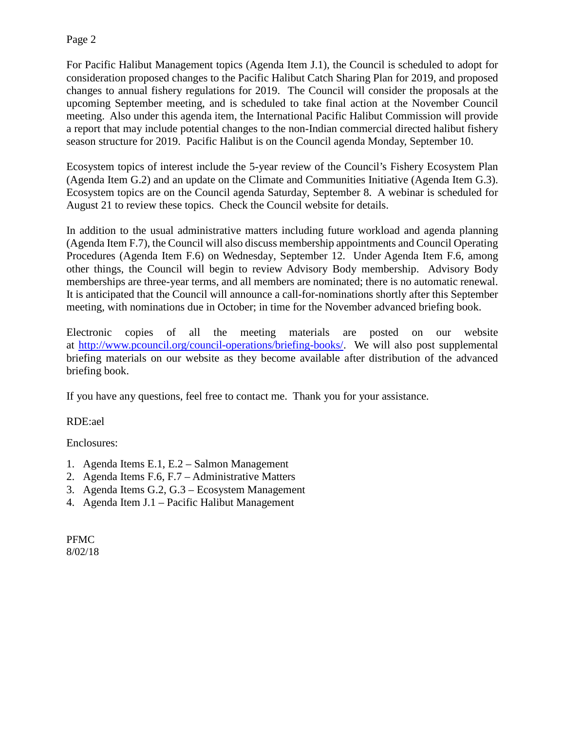For Pacific Halibut Management topics (Agenda Item J.1), the Council is scheduled to adopt for consideration proposed changes to the Pacific Halibut Catch Sharing Plan for 2019, and proposed changes to annual fishery regulations for 2019. The Council will consider the proposals at the upcoming September meeting, and is scheduled to take final action at the November Council meeting. Also under this agenda item, the International Pacific Halibut Commission will provide a report that may include potential changes to the non-Indian commercial directed halibut fishery season structure for 2019. Pacific Halibut is on the Council agenda Monday, September 10.

Ecosystem topics of interest include the 5-year review of the Council's Fishery Ecosystem Plan (Agenda Item G.2) and an update on the Climate and Communities Initiative (Agenda Item G.3). Ecosystem topics are on the Council agenda Saturday, September 8. A webinar is scheduled for August 21 to review these topics. Check the Council website for details.

In addition to the usual administrative matters including future workload and agenda planning (Agenda Item F.7), the Council will also discuss membership appointments and Council Operating Procedures (Agenda Item F.6) on Wednesday, September 12. Under Agenda Item F.6, among other things, the Council will begin to review Advisory Body membership. Advisory Body memberships are three-year terms, and all members are nominated; there is no automatic renewal. It is anticipated that the Council will announce a call-for-nominations shortly after this September meeting, with nominations due in October; in time for the November advanced briefing book.

Electronic copies of all the meeting materials are posted on our website at http://www.pcouncil.org/council-operations/briefing-books/. We will also post supplemental briefing materials on our website as they become available after distribution of the advanced briefing book.

If you have any questions, feel free to contact me. Thank you for your assistance.

RDE:ael

Enclosures:

1. Agenda Items E.1, E.2 – Salmon Management
2. Agenda Items F.6, F.7 – Administrative Matters
3. Agenda Items G.2, G.3 – Ecosystem Management
4. Agenda Item J.1 – Pacific Halibut Management

PFMC
8/02/18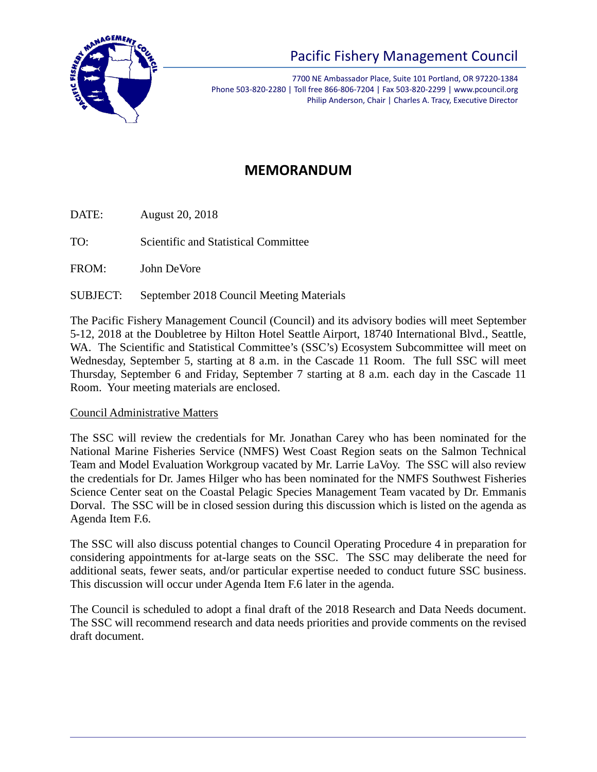# Pacific Fishery Management Council

7700 NE Ambassador Place, Suite 101 Portland, OR 97220-1384
Phone 503-820-2280 | Toll free 866-806-7204 | Fax 503-820-2299 | www.pcouncil.org
Philip Anderson, Chair | Charles A. Tracy, Executive Director

## MEMORANDUM

DATE: August 20, 2018

TO: Scientific and Statistical Committee

FROM: John DeVore

SUBJECT: September 2018 Council Meeting Materials

The Pacific Fishery Management Council (Council) and its advisory bodies will meet September 5-12, 2018 at the Doubletree by Hilton Hotel Seattle Airport, 18740 International Blvd., Seattle, WA. The Scientific and Statistical Committee's (SSC's) Ecosystem Subcommittee will meet on Wednesday, September 5, starting at 8 a.m. in the Cascade 11 Room. The full SSC will meet Thursday, September 6 and Friday, September 7 starting at 8 a.m. each day in the Cascade 11 Room. Your meeting materials are enclosed.

Council Administrative Matters

The SSC will review the credentials for Mr. Jonathan Carey who has been nominated for the National Marine Fisheries Service (NMFS) West Coast Region seats on the Salmon Technical Team and Model Evaluation Workgroup vacated by Mr. Larrie LaVoy. The SSC will also review the credentials for Dr. James Hilger who has been nominated for the NMFS Southwest Fisheries Science Center seat on the Coastal Pelagic Species Management Team vacated by Dr. Emmanis Dorval. The SSC will be in closed session during this discussion which is listed on the agenda as Agenda Item F.6.

The SSC will also discuss potential changes to Council Operating Procedure 4 in preparation for considering appointments for at-large seats on the SSC. The SSC may deliberate the need for additional seats, fewer seats, and/or particular expertise needed to conduct future SSC business. This discussion will occur under Agenda Item F.6 later in the agenda.

The Council is scheduled to adopt a final draft of the 2018 Research and Data Needs document. The SSC will recommend research and data needs priorities and provide comments on the revised draft document.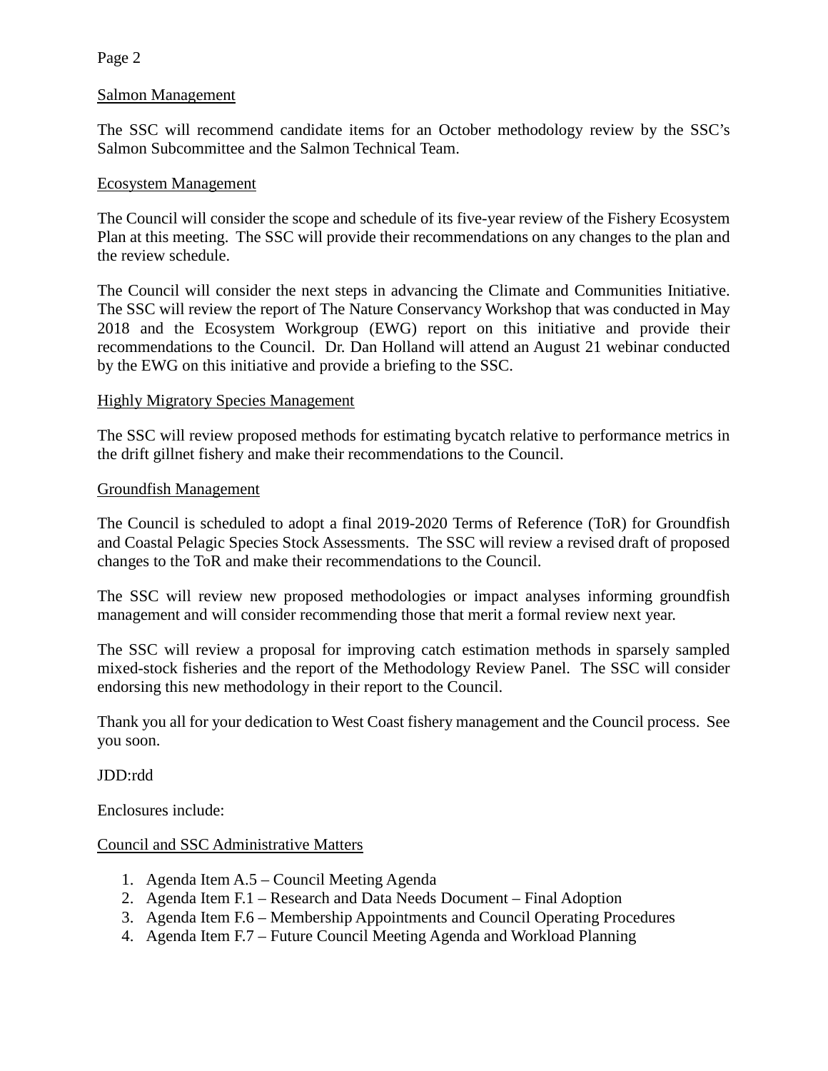Salmon Management

The SSC will recommend candidate items for an October methodology review by the SSC's Salmon Subcommittee and the Salmon Technical Team.

Ecosystem Management

The Council will consider the scope and schedule of its five-year review of the Fishery Ecosystem Plan at this meeting. The SSC will provide their recommendations on any changes to the plan and the review schedule.

The Council will consider the next steps in advancing the Climate and Communities Initiative. The SSC will review the report of The Nature Conservancy Workshop that was conducted in May 2018 and the Ecosystem Workgroup (EWG) report on this initiative and provide their recommendations to the Council. Dr. Dan Holland will attend an August 21 webinar conducted by the EWG on this initiative and provide a briefing to the SSC.

Highly Migratory Species Management

The SSC will review proposed methods for estimating bycatch relative to performance metrics in the drift gillnet fishery and make their recommendations to the Council.

Groundfish Management

The Council is scheduled to adopt a final 2019-2020 Terms of Reference (ToR) for Groundfish and Coastal Pelagic Species Stock Assessments. The SSC will review a revised draft of proposed changes to the ToR and make their recommendations to the Council.

The SSC will review new proposed methodologies or impact analyses informing groundfish management and will consider recommending those that merit a formal review next year.

The SSC will review a proposal for improving catch estimation methods in sparsely sampled mixed-stock fisheries and the report of the Methodology Review Panel. The SSC will consider endorsing this new methodology in their report to the Council.

Thank you all for your dedication to West Coast fishery management and the Council process. See you soon.

JDD:rdd

Enclosures include:

Council and SSC Administrative Matters

1. Agenda Item A.5 – Council Meeting Agenda
2. Agenda Item F.1 – Research and Data Needs Document – Final Adoption
3. Agenda Item F.6 – Membership Appointments and Council Operating Procedures
4. Agenda Item F.7 – Future Council Meeting Agenda and Workload Planning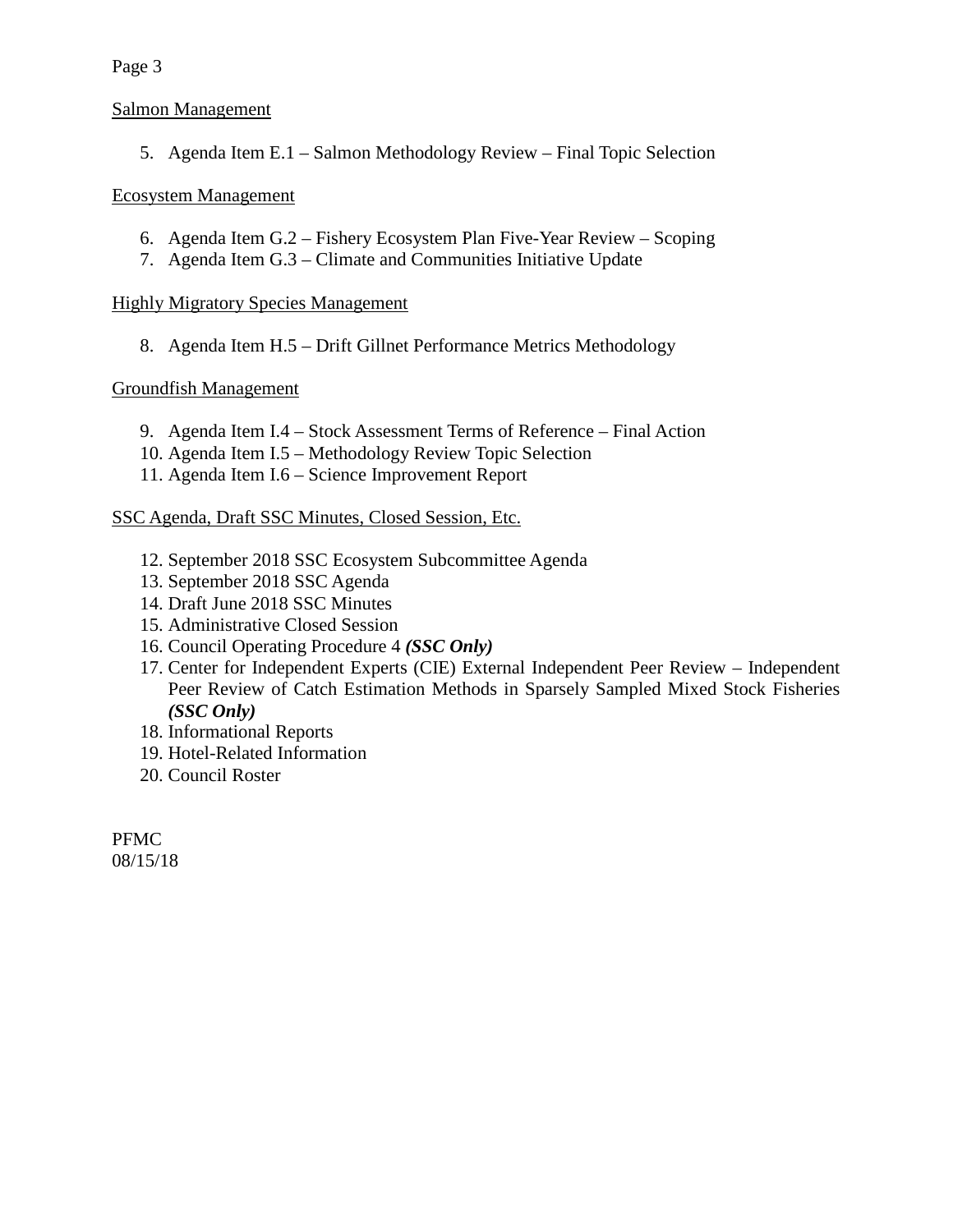Salmon Management

5. Agenda Item E.1 – Salmon Methodology Review – Final Topic Selection

Ecosystem Management

6. Agenda Item G.2 – Fishery Ecosystem Plan Five-Year Review – Scoping
7. Agenda Item G.3 – Climate and Communities Initiative Update

Highly Migratory Species Management

8. Agenda Item H.5 – Drift Gillnet Performance Metrics Methodology

Groundfish Management

9. Agenda Item I.4 – Stock Assessment Terms of Reference – Final Action
10. Agenda Item I.5 – Methodology Review Topic Selection
11. Agenda Item I.6 – Science Improvement Report

SSC Agenda, Draft SSC Minutes, Closed Session, Etc.

12. September 2018 SSC Ecosystem Subcommittee Agenda
13. September 2018 SSC Agenda
14. Draft June 2018 SSC Minutes
15. Administrative Closed Session
16. Council Operating Procedure 4 ***(SSC Only)***
17. Center for Independent Experts (CIE) External Independent Peer Review – Independent Peer Review of Catch Estimation Methods in Sparsely Sampled Mixed Stock Fisheries ***(SSC Only)***
18. Informational Reports
19. Hotel-Related Information
20. Council Roster

PFMC
08/15/18